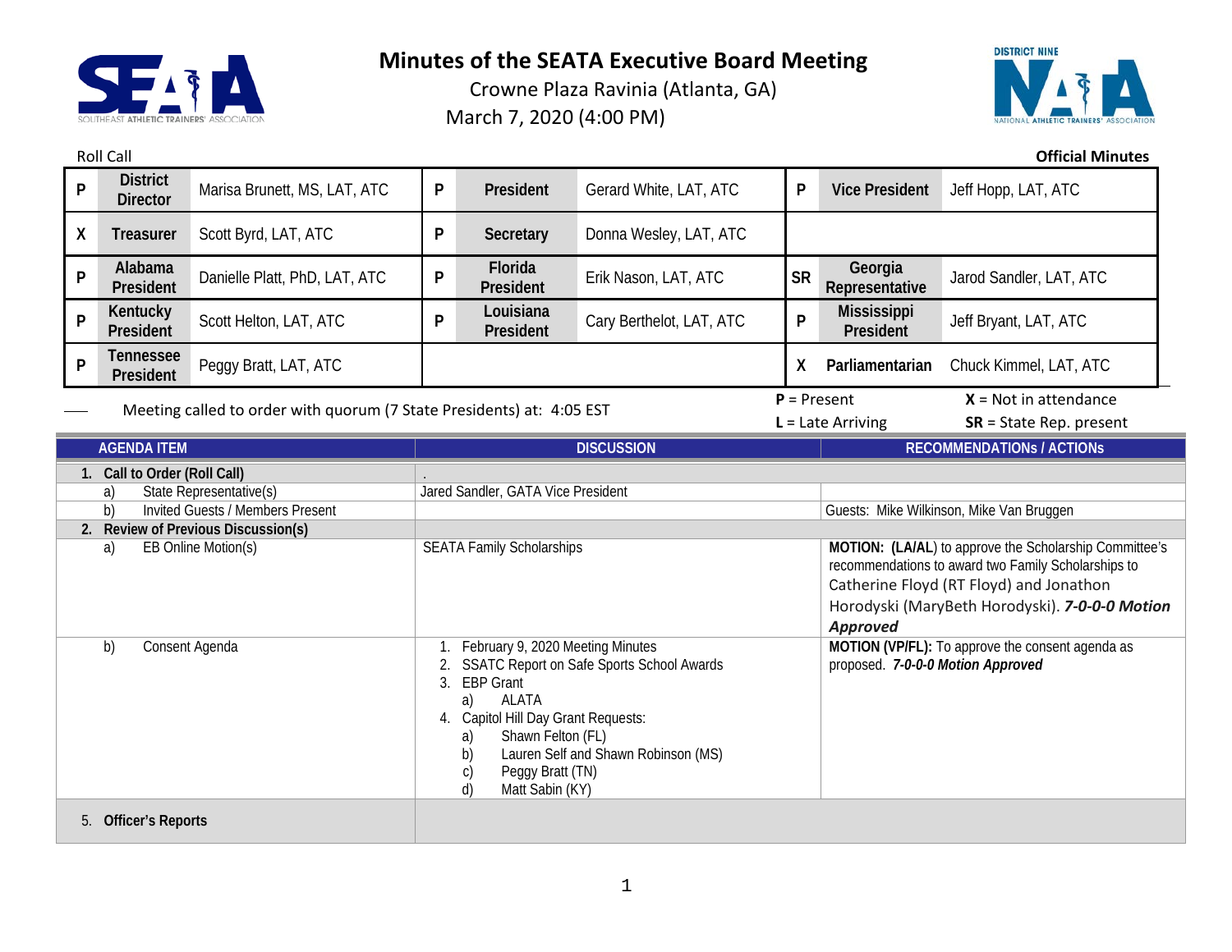# Minutes of the SEATA Executive Board Meeting

Crowne Plaza Ravinia (Atlanta, GA)
March 7, 2020 (4:00 PM)

Roll Call **Official Minutes**

| | | | | | | | | |
|---|---|---|---|---|---|---|---|---|
| P | **District Director** | Marisa Brunett, MS, LAT, ATC | P | **President** | Gerard White, LAT, ATC | P | **Vice President** | Jeff Hopp, LAT, ATC |
| X | **Treasurer** | Scott Byrd, LAT, ATC | P | **Secretary** | Donna Wesley, LAT, ATC | | | |
| P | **Alabama President** | Danielle Platt, PhD, LAT, ATC | P | **Florida President** | Erik Nason, LAT, ATC | SR | **Georgia Representative** | Jarod Sandler, LAT, ATC |
| P | **Kentucky President** | Scott Helton, LAT, ATC | P | **Louisiana President** | Cary Berthelot, LAT, ATC | P | **Mississippi President** | Jeff Bryant, LAT, ATC |
| P | **Tennessee President** | Peggy Bratt, LAT, ATC | | | | X | **Parliamentarian** | Chuck Kimmel, LAT, ATC |

Meeting called to order with quorum (7 State Presidents) at: 4:05 EST

**P** = Present **X** = Not in attendance
**L** = Late Arriving **SR** = State Rep. present

| AGENDA ITEM | DISCUSSION | RECOMMENDATIONs / ACTIONs |
|---|---|---|
| **1. Call to Order (Roll Call)** | . | |
| a) State Representative(s) | Jared Sandler, GATA Vice President | |
| b) Invited Guests / Members Present | | Guests: Mike Wilkinson, Mike Van Bruggen |
| **2. Review of Previous Discussion(s)** | | |
| a) EB Online Motion(s) | SEATA Family Scholarships | **MOTION: (LA/AL)** to approve the Scholarship Committee's recommendations to award two Family Scholarships to Catherine Floyd (RT Floyd) and Jonathon Horodyski (MaryBeth Horodyski). ***7-0-0-0 Motion Approved*** |
| b) Consent Agenda | 1. February 9, 2020 Meeting Minutes<br>2. SSATC Report on Safe Sports School Awards<br>3. EBP Grant<br>a) ALATA<br>4. Capitol Hill Day Grant Requests:<br>a) Shawn Felton (FL)<br>b) Lauren Self and Shawn Robinson (MS)<br>c) Peggy Bratt (TN)<br>d) Matt Sabin (KY) | **MOTION (VP/FL):** To approve the consent agenda as proposed. ***7-0-0-0 Motion Approved*** |
| 5. **Officer's Reports** | | |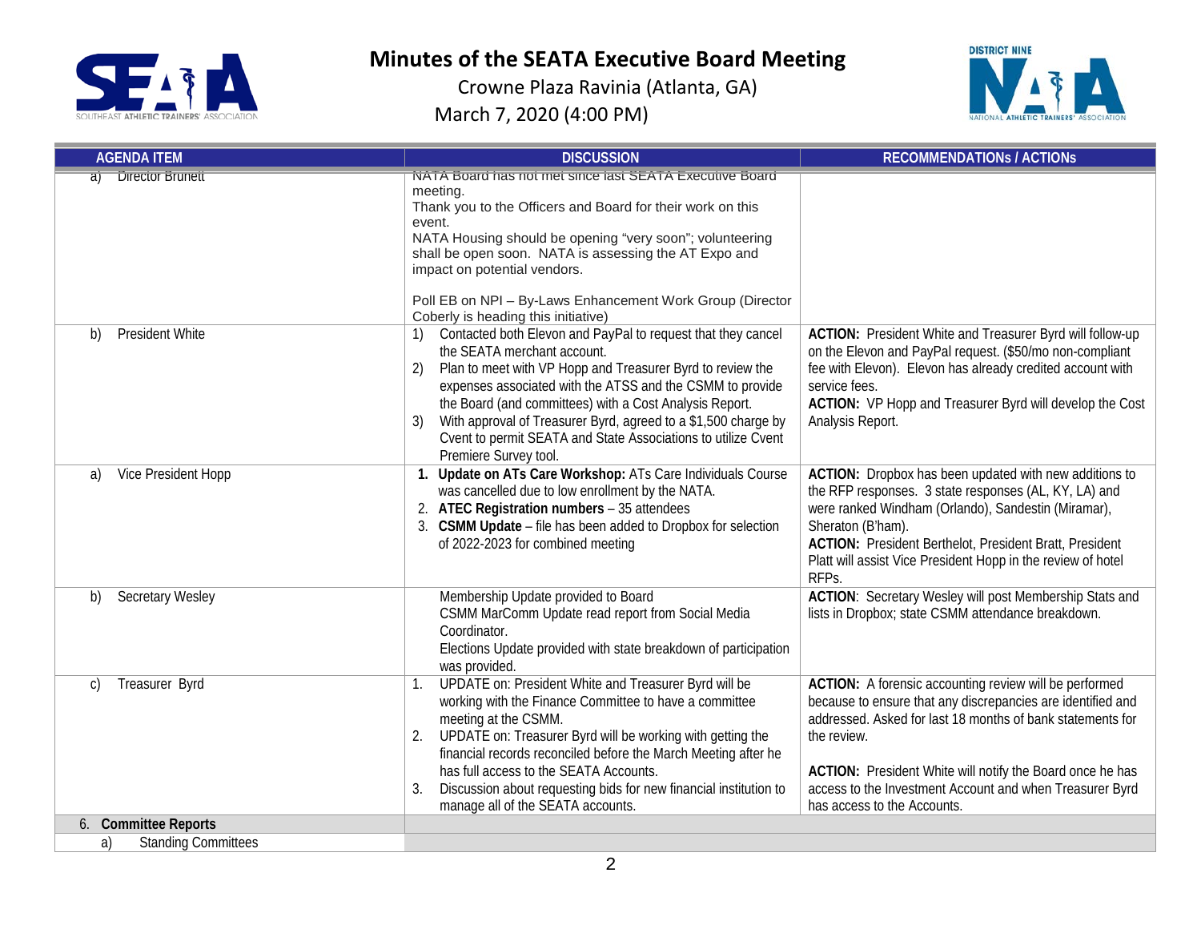# Minutes of the SEATA Executive Board Meeting

Crowne Plaza Ravinia (Atlanta, GA)

March 7, 2020 (4:00 PM)

| AGENDA ITEM | DISCUSSION | RECOMMENDATIONs / ACTIONs |
|---|---|---|
| a) Director Brunett | NATA Board has not met since last SEATA Executive Board meeting.<br>Thank you to the Officers and Board for their work on this event.<br>NATA Housing should be opening "very soon"; volunteering shall be open soon. NATA is assessing the AT Expo and impact on potential vendors.<br><br>Poll EB on NPI – By-Laws Enhancement Work Group (Director Coberly is heading this initiative) | |
| b) President White | 1) Contacted both Elevon and PayPal to request that they cancel the SEATA merchant account.<br>2) Plan to meet with VP Hopp and Treasurer Byrd to review the expenses associated with the ATSS and the CSMM to provide the Board (and committees) with a Cost Analysis Report.<br>3) With approval of Treasurer Byrd, agreed to a $1,500 charge by Cvent to permit SEATA and State Associations to utilize Cvent Premiere Survey tool. | **ACTION:** President White and Treasurer Byrd will follow-up on the Elevon and PayPal request. ($50/mo non-compliant fee with Elevon). Elevon has already credited account with service fees.<br>**ACTION:** VP Hopp and Treasurer Byrd will develop the Cost Analysis Report. |
| a) Vice President Hopp | 1. **Update on ATs Care Workshop:** ATs Care Individuals Course was cancelled due to low enrollment by the NATA.<br>2. **ATEC Registration numbers** – 35 attendees<br>3. **CSMM Update** – file has been added to Dropbox for selection of 2022-2023 for combined meeting | **ACTION:** Dropbox has been updated with new additions to the RFP responses. 3 state responses (AL, KY, LA) and were ranked Windham (Orlando), Sandestin (Miramar), Sheraton (B'ham).<br>**ACTION:** President Berthelot, President Bratt, President Platt will assist Vice President Hopp in the review of hotel RFPs. |
| b) Secretary Wesley | Membership Update provided to Board<br>CSMM MarComm Update read report from Social Media Coordinator.<br>Elections Update provided with state breakdown of participation was provided. | **ACTION**: Secretary Wesley will post Membership Stats and lists in Dropbox; state CSMM attendance breakdown. |
| c) Treasurer Byrd | 1. UPDATE on: President White and Treasurer Byrd will be working with the Finance Committee to have a committee meeting at the CSMM.<br>2. UPDATE on: Treasurer Byrd will be working with getting the financial records reconciled before the March Meeting after he has full access to the SEATA Accounts.<br>3. Discussion about requesting bids for new financial institution to manage all of the SEATA accounts. | **ACTION:** A forensic accounting review will be performed because to ensure that any discrepancies are identified and addressed. Asked for last 18 months of bank statements for the review.<br><br>**ACTION:** President White will notify the Board once he has access to the Investment Account and when Treasurer Byrd has access to the Accounts. |
| 6. **Committee Reports** | | |
| a) Standing Committees | | |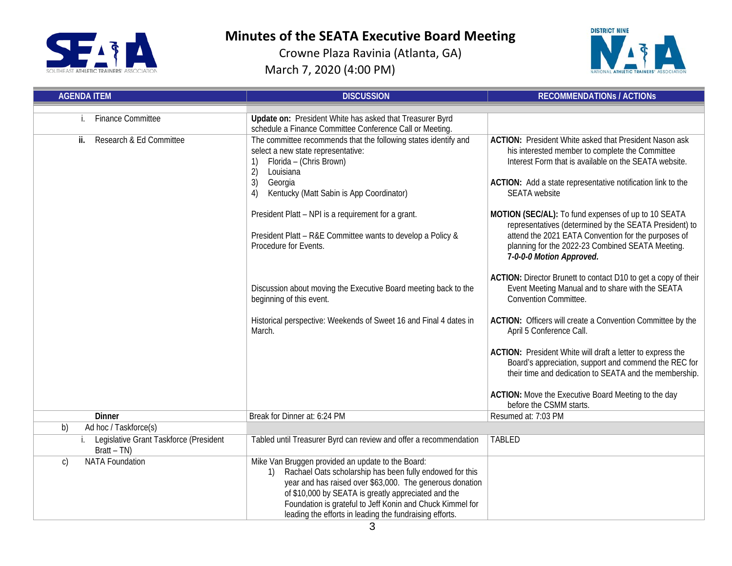# Minutes of the SEATA Executive Board Meeting

Crowne Plaza Ravinia (Atlanta, GA)

March 7, 2020 (4:00 PM)

| AGENDA ITEM | DISCUSSION | RECOMMENDATIONs / ACTIONs |
|---|---|---|
| | | |
| i. Finance Committee | **Update on:** President White has asked that Treasurer Byrd schedule a Finance Committee Conference Call or Meeting. | |
| **ii.** Research & Ed Committee | The committee recommends that the following states identify and select a new state representative:<br>1) Florida – (Chris Brown)<br>2) Louisiana<br>3) Georgia<br>4) Kentucky (Matt Sabin is App Coordinator)<br><br>President Platt – NPI is a requirement for a grant.<br><br>President Platt – R&E Committee wants to develop a Policy & Procedure for Events.<br><br>Discussion about moving the Executive Board meeting back to the beginning of this event.<br><br>Historical perspective: Weekends of Sweet 16 and Final 4 dates in March. | **ACTION:** President White asked that President Nason ask his interested member to complete the Committee Interest Form that is available on the SEATA website.<br><br>**ACTION:** Add a state representative notification link to the SEATA website<br><br>**MOTION (SEC/AL):** To fund expenses of up to 10 SEATA representatives (determined by the SEATA President) to attend the 2021 EATA Convention for the purposes of planning for the 2022-23 Combined SEATA Meeting. ***7-0-0-0 Motion Approved.***<br><br>**ACTION:** Director Brunett to contact D10 to get a copy of their Event Meeting Manual and to share with the SEATA Convention Committee.<br><br>**ACTION:** Officers will create a Convention Committee by the April 5 Conference Call.<br><br>**ACTION:** President White will draft a letter to express the Board's appreciation, support and commend the REC for their time and dedication to SEATA and the membership.<br><br>**ACTION:** Move the Executive Board Meeting to the day before the CSMM starts. |
| **Dinner** | Break for Dinner at: 6:24 PM | Resumed at: 7:03 PM |
| b) Ad hoc / Taskforce(s) | | |
| i. Legislative Grant Taskforce (President Bratt – TN) | Tabled until Treasurer Byrd can review and offer a recommendation | TABLED |
| c) NATA Foundation | Mike Van Bruggen provided an update to the Board:<br>1) Rachael Oats scholarship has been fully endowed for this year and has raised over $63,000. The generous donation of $10,000 by SEATA is greatly appreciated and the Foundation is grateful to Jeff Konin and Chuck Kimmel for leading the efforts in leading the fundraising efforts. | |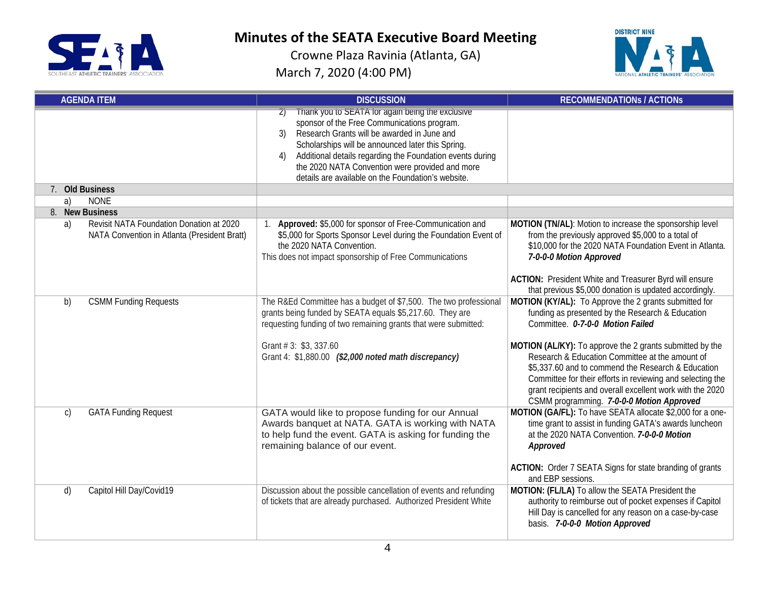# Minutes of the SEATA Executive Board Meeting

Crowne Plaza Ravinia (Atlanta, GA)

March 7, 2020 (4:00 PM)

| AGENDA ITEM | DISCUSSION | RECOMMENDATIONs / ACTIONs |
|---|---|---|
| | 2) Thank you to SEATA for again being the exclusive sponsor of the Free Communications program.<br>3) Research Grants will be awarded in June and Scholarships will be announced later this Spring.<br>4) Additional details regarding the Foundation events during the 2020 NATA Convention were provided and more details are available on the Foundation's website. | |
| **7. Old Business** | | |
| a) NONE | | |
| **8. New Business** | | |
| a) Revisit NATA Foundation Donation at 2020 NATA Convention in Atlanta (President Bratt) | 1. **Approved:** $5,000 for sponsor of Free-Communication and $5,000 for Sports Sponsor Level during the Foundation Event of the 2020 NATA Convention.<br>This does not impact sponsorship of Free Communications | **MOTION (TN/AL)**: Motion to increase the sponsorship level from the previously approved $5,000 to a total of $10,000 for the 2020 NATA Foundation Event in Atlanta. ***7-0-0-0 Motion Approved***<br><br>**ACTION:** President White and Treasurer Byrd will ensure that previous $5,000 donation is updated accordingly. |
| b) CSMM Funding Requests | The R&Ed Committee has a budget of $7,500. The two professional grants being funded by SEATA equals $5,217.60. They are requesting funding of two remaining grants that were submitted:<br><br>Grant # 3: $3, 337.60<br>Grant 4: $1,880.00 ***($2,000 noted math discrepancy)*** | **MOTION (KY/AL):** To Approve the 2 grants submitted for funding as presented by the Research & Education Committee. ***0-7-0-0 Motion Failed***<br><br>**MOTION (AL/KY):** To approve the 2 grants submitted by the Research & Education Committee at the amount of $5,337.60 and to commend the Research & Education Committee for their efforts in reviewing and selecting the grant recipients and overall excellent work with the 2020 CSMM programming. ***7-0-0-0 Motion Approved*** |
| c) GATA Funding Request | GATA would like to propose funding for our Annual Awards banquet at NATA. GATA is working with NATA to help fund the event. GATA is asking for funding the remaining balance of our event. | **MOTION (GA/FL):** To have SEATA allocate $2,000 for a one-time grant to assist in funding GATA's awards luncheon at the 2020 NATA Convention. ***7-0-0-0 Motion Approved***<br><br>**ACTION:** Order 7 SEATA Signs for state branding of grants and EBP sessions. |
| d) Capitol Hill Day/Covid19 | Discussion about the possible cancellation of events and refunding of tickets that are already purchased. Authorized President White | **MOTION: (FL/LA)** To allow the SEATA President the authority to reimburse out of pocket expenses if Capitol Hill Day is cancelled for any reason on a case-by-case basis. ***7-0-0-0 Motion Approved*** |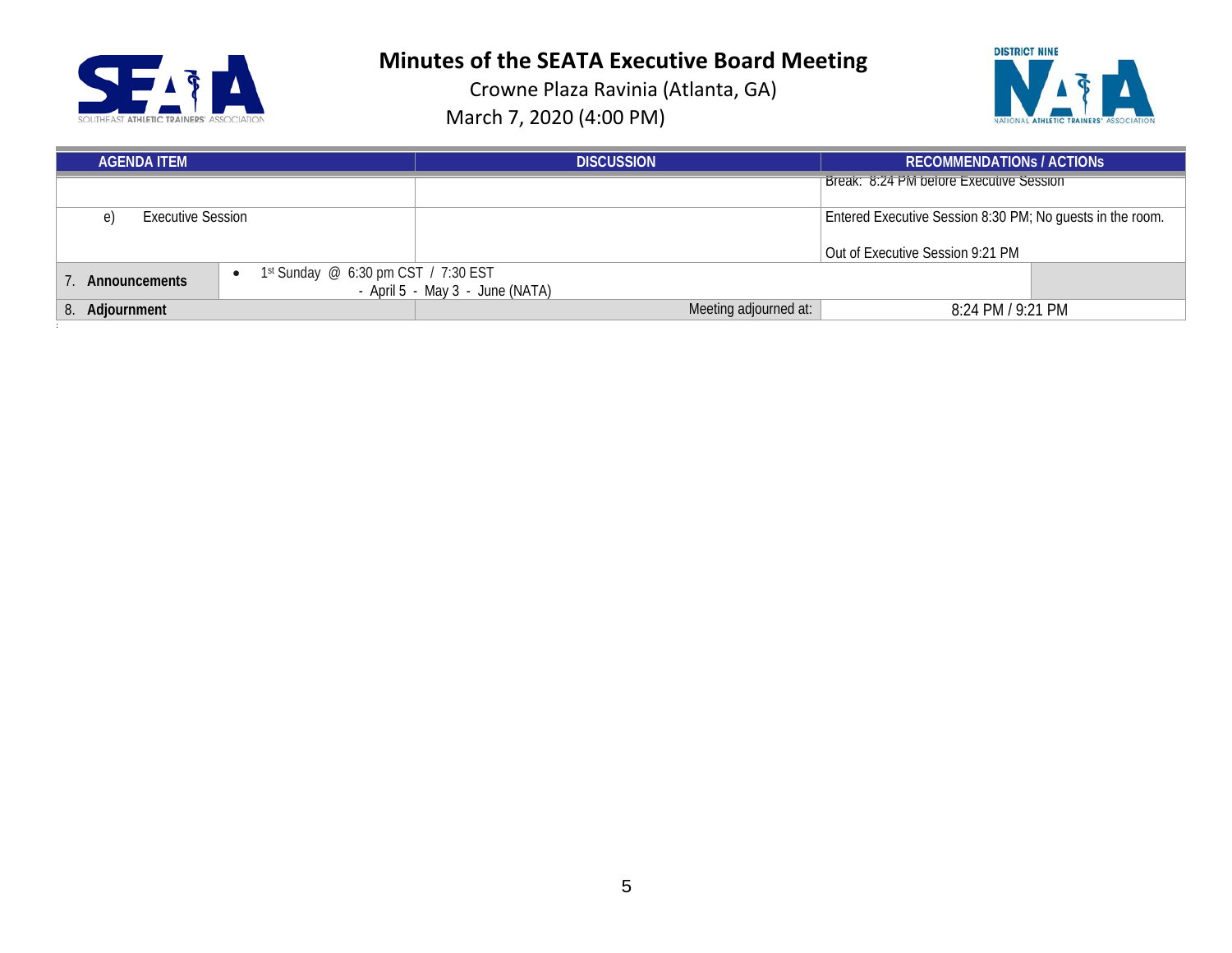# Minutes of the SEATA Executive Board Meeting

Crowne Plaza Ravinia (Atlanta, GA)

March 7, 2020 (4:00 PM)

| AGENDA ITEM | DISCUSSION | RECOMMENDATIONs / ACTIONs |
|---|---|---|
| | | Break: 8:24 PM before Executive Session |
| e) Executive Session | | Entered Executive Session 8:30 PM; No guests in the room.<br><br>Out of Executive Session 9:21 PM |
| 7. **Announcements** | • 1st Sunday @ 6:30 pm CST / 7:30 EST<br>- April 5 - May 3 - June (NATA) | |
| 8. **Adjournment** | Meeting adjourned at: | 8:24 PM / 9:21 PM |